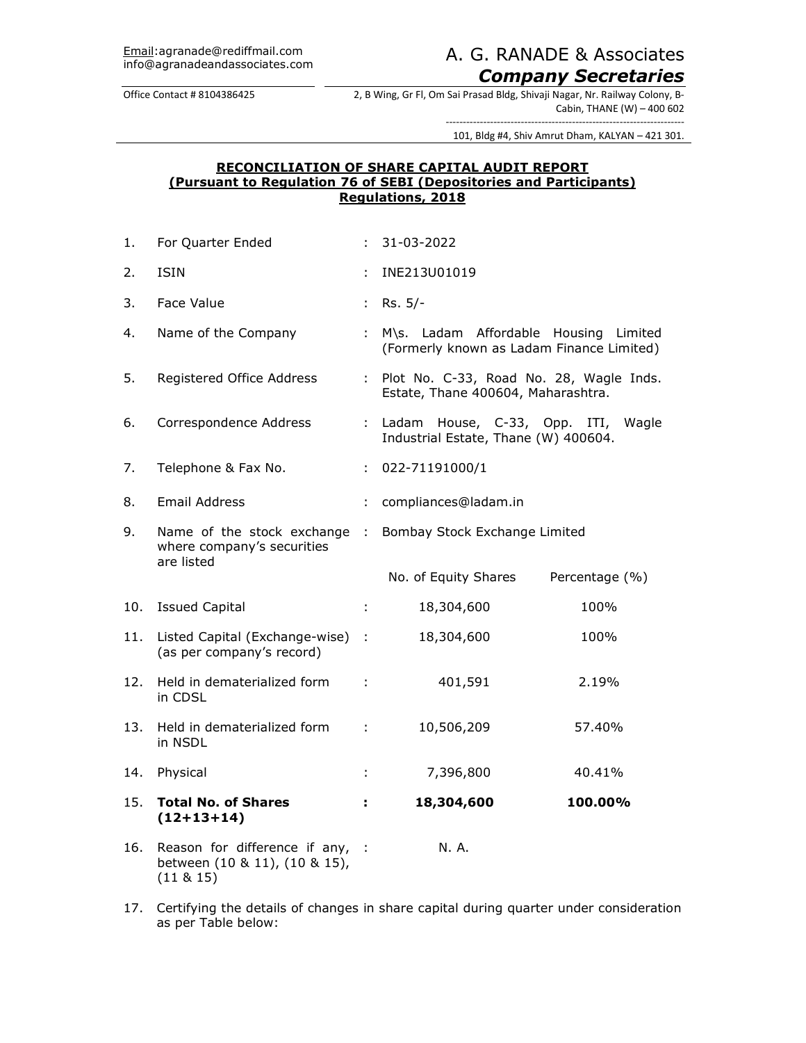Email:agranade@rediffmail.com
info@agranadeandassociates.com

Office Contact # 8104386425

# A. G. RANADE & Associates
## *Company Secretaries*

2, B Wing, Gr Fl, Om Sai Prasad Bldg, Shivaji Nagar, Nr. Railway Colony, B-Cabin, THANE (W) – 400 602

101, Bldg #4, Shiv Amrut Dham, KALYAN – 421 301.

**RECONCILIATION OF SHARE CAPITAL AUDIT REPORT**
**(Pursuant to Regulation 76 of SEBI (Depositories and Participants) Regulations, 2018**

| | | | | |
|---|---|---|---|---|
| 1. | For Quarter Ended | : | 31-03-2022 | |
| 2. | ISIN | : | INE213U01019 | |
| 3. | Face Value | : | Rs. 5/- | |
| 4. | Name of the Company | : | M\s. Ladam Affordable Housing Limited (Formerly known as Ladam Finance Limited) | |
| 5. | Registered Office Address | : | Plot No. C-33, Road No. 28, Wagle Inds. Estate, Thane 400604, Maharashtra. | |
| 6. | Correspondence Address | : | Ladam House, C-33, Opp. ITI, Wagle Industrial Estate, Thane (W) 400604. | |
| 7. | Telephone & Fax No. | : | 022-71191000/1 | |
| 8. | Email Address | : | compliances@ladam.in | |
| 9. | Name of the stock exchange where company's securities are listed | : | Bombay Stock Exchange Limited | |
| | | | No. of Equity Shares | Percentage (%) |
| 10. | Issued Capital | : | 18,304,600 | 100% |
| 11. | Listed Capital (Exchange-wise) (as per company's record) | : | 18,304,600 | 100% |
| 12. | Held in dematerialized form in CDSL | : | 401,591 | 2.19% |
| 13. | Held in dematerialized form in NSDL | : | 10,506,209 | 57.40% |
| 14. | Physical | : | 7,396,800 | 40.41% |
| 15. | **Total No. of Shares (12+13+14)** | **:** | **18,304,600** | **100.00%** |
| 16. | Reason for difference if any, between (10 & 11), (10 & 15), (11 & 15) | : | N. A. | |

17. Certifying the details of changes in share capital during quarter under consideration as per Table below: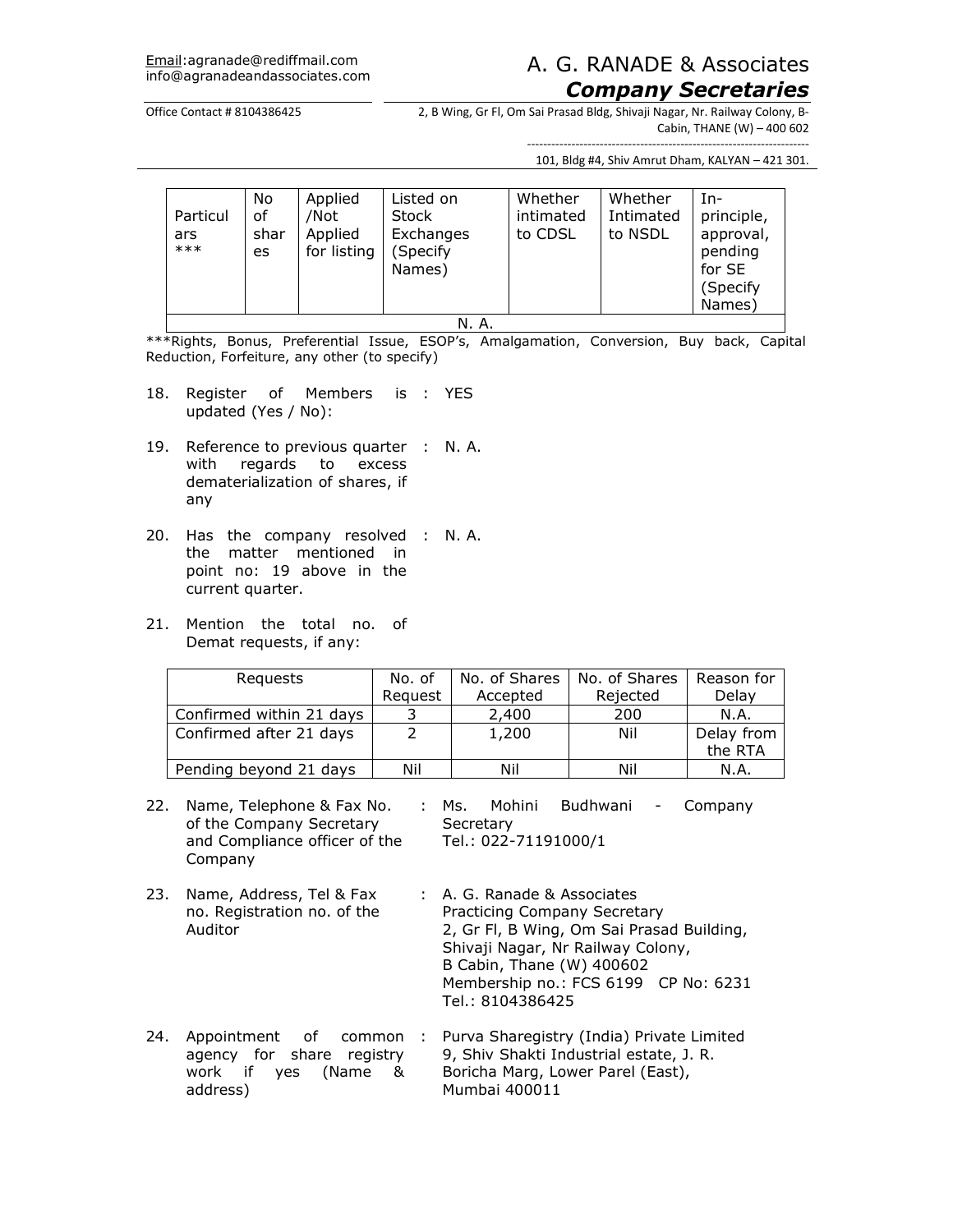| Particulars *** | No of shares | Applied /Not Applied for listing | Listed on Stock Exchanges (Specify Names) | Whether intimated to CDSL | Whether Intimated to NSDL | In-principle, approval, pending for SE (Specify Names) |
|---|---|---|---|---|---|---|
| N. A. | | | | | | |

***Rights, Bonus, Preferential Issue, ESOP's, Amalgamation, Conversion, Buy back, Capital Reduction, Forfeiture, any other (to specify)

18. Register of Members is updated (Yes / No): : YES

19. Reference to previous quarter with regards to excess dematerialization of shares, if any : N. A.

20. Has the company resolved the matter mentioned in point no: 19 above in the current quarter. : N. A.

21. Mention the total no. of Demat requests, if any:

| Requests | No. of Request | No. of Shares Accepted | No. of Shares Rejected | Reason for Delay |
|---|---|---|---|---|
| Confirmed within 21 days | 3 | 2,400 | 200 | N.A. |
| Confirmed after 21 days | 2 | 1,200 | Nil | Delay from the RTA |
| Pending beyond 21 days | Nil | Nil | Nil | N.A. |

22. Name, Telephone & Fax No. of the Company Secretary and Compliance officer of the Company : Ms. Mohini Budhwani - Company Secretary
Tel.: 022-71191000/1

23. Name, Address, Tel & Fax no. Registration no. of the Auditor : A. G. Ranade & Associates
Practicing Company Secretary
2, Gr Fl, B Wing, Om Sai Prasad Building, Shivaji Nagar, Nr Railway Colony, B Cabin, Thane (W) 400602
Membership no.: FCS 6199 CP No: 6231
Tel.: 8104386425

24. Appointment of common agency for share registry work if yes (Name & address) : Purva Sharegistry (India) Private Limited
9, Shiv Shakti Industrial estate, J. R. Boricha Marg, Lower Parel (East), Mumbai 400011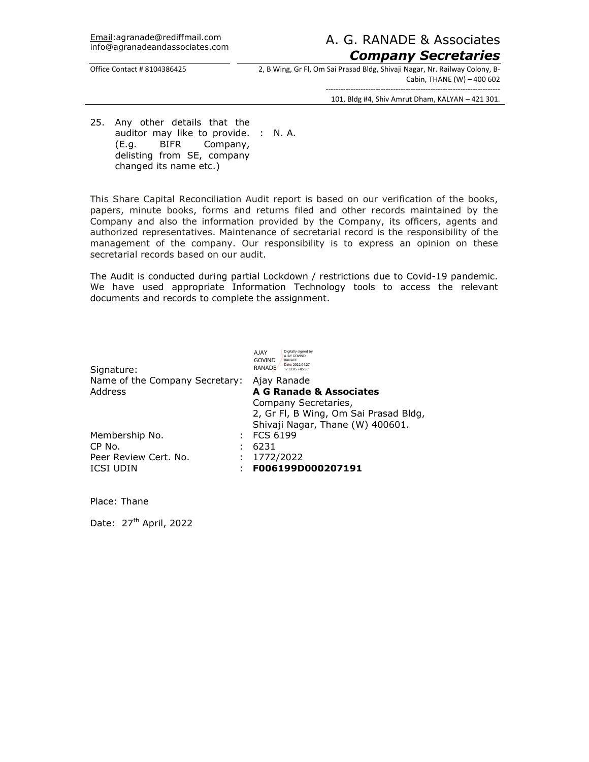25. Any other details that the auditor may like to provide. (E.g. BIFR Company, delisting from SE, company changed its name etc.) : N. A.

This Share Capital Reconciliation Audit report is based on our verification of the books, papers, minute books, forms and returns filed and other records maintained by the Company and also the information provided by the Company, its officers, agents and authorized representatives. Maintenance of secretarial record is the responsibility of the management of the company. Our responsibility is to express an opinion on these secretarial records based on our audit.

The Audit is conducted during partial Lockdown / restrictions due to Covid-19 pandemic. We have used appropriate Information Technology tools to access the relevant documents and records to complete the assignment.

| | | |
|---|---|---|
| Signature: | | AJAY GOVIND RANADE Digitally signed by AJAY GOVIND RANADE Date: 2022.04.27 17:32:05 +05'30' |
| Name of the Company Secretary: | | Ajay Ranade |
| Address | | **A G Ranade & Associates** Company Secretaries, 2, Gr Fl, B Wing, Om Sai Prasad Bldg, Shivaji Nagar, Thane (W) 400601. |
| Membership No. | : | FCS 6199 |
| CP No. | : | 6231 |
| Peer Review Cert. No. | : | 1772/2022 |
| ICSI UDIN | : | **F006199D000207191** |

Place: Thane

Date: 27th April, 2022